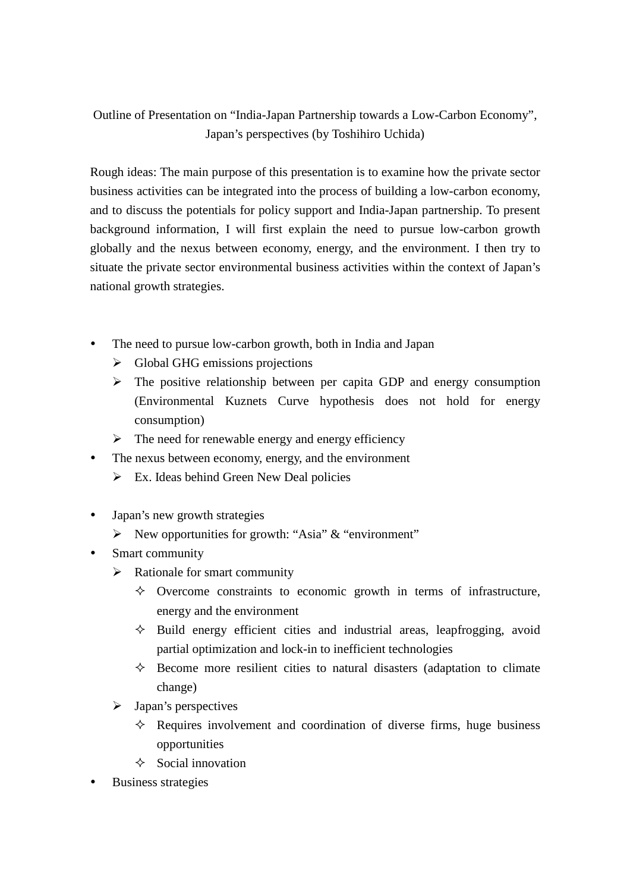Outline of Presentation on "India-Japan Partnership towards a Low-Carbon Economy", Japan's perspectives (by Toshihiro Uchida)

Rough ideas: The main purpose of this presentation is to examine how the private sector business activities can be integrated into the process of building a low-carbon economy, and to discuss the potentials for policy support and India-Japan partnership. To present background information, I will first explain the need to pursue low-carbon growth globally and the nexus between economy, energy, and the environment. I then try to situate the private sector environmental business activities within the context of Japan's national growth strategies.

- The need to pursue low-carbon growth, both in India and Japan
  - Global GHG emissions projections
  - The positive relationship between per capita GDP and energy consumption (Environmental Kuznets Curve hypothesis does not hold for energy consumption)
  - The need for renewable energy and energy efficiency
- The nexus between economy, energy, and the environment
  - Ex. Ideas behind Green New Deal policies

- Japan's new growth strategies
  - New opportunities for growth: "Asia" & "environment"
- Smart community
  - Rationale for smart community
    - Overcome constraints to economic growth in terms of infrastructure, energy and the environment
    - Build energy efficient cities and industrial areas, leapfrogging, avoid partial optimization and lock-in to inefficient technologies
    - Become more resilient cities to natural disasters (adaptation to climate change)
  - Japan's perspectives
    - Requires involvement and coordination of diverse firms, huge business opportunities
    - Social innovation
- Business strategies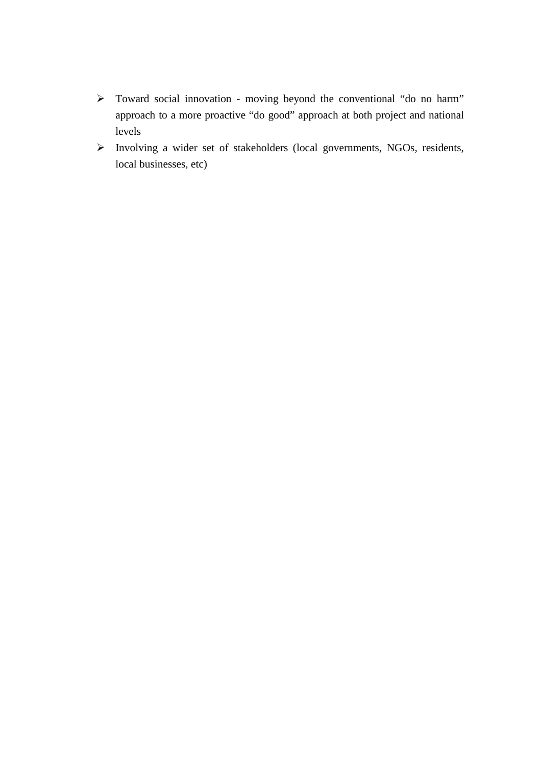- Toward social innovation - moving beyond the conventional “do no harm” approach to a more proactive “do good” approach at both project and national levels
- Involving a wider set of stakeholders (local governments, NGOs, residents, local businesses, etc)